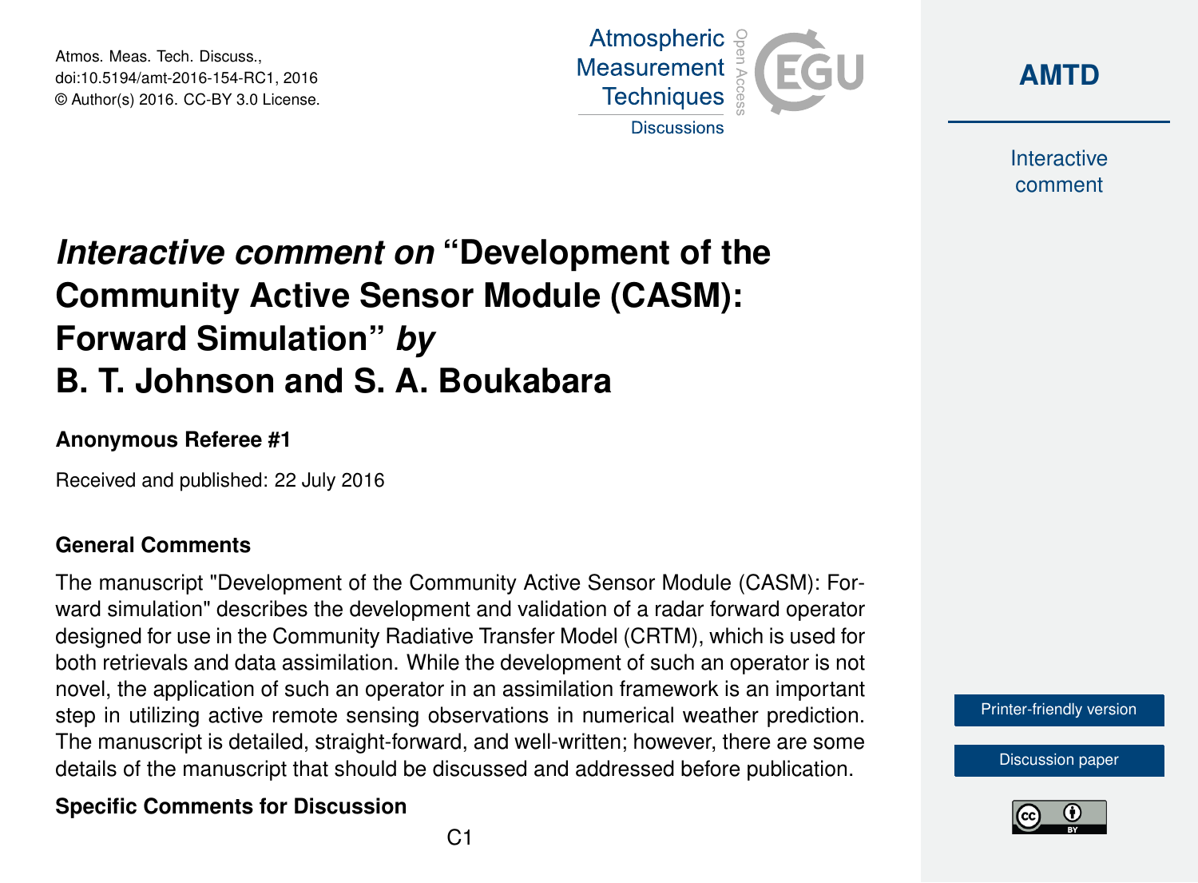# *Interactive comment on* "Development of the Community Active Sensor Module (CASM): Forward Simulation" *by* B. T. Johnson and S. A. Boukabara

**Anonymous Referee #1**

Received and published: 22 July 2016

## General Comments

The manuscript "Development of the Community Active Sensor Module (CASM): Forward simulation" describes the development and validation of a radar forward operator designed for use in the Community Radiative Transfer Model (CRTM), which is used for both retrievals and data assimilation. While the development of such an operator is not novel, the application of such an operator in an assimilation framework is an important step in utilizing active remote sensing observations in numerical weather prediction. The manuscript is detailed, straight-forward, and well-written; however, there are some details of the manuscript that should be discussed and addressed before publication.

## Specific Comments for Discussion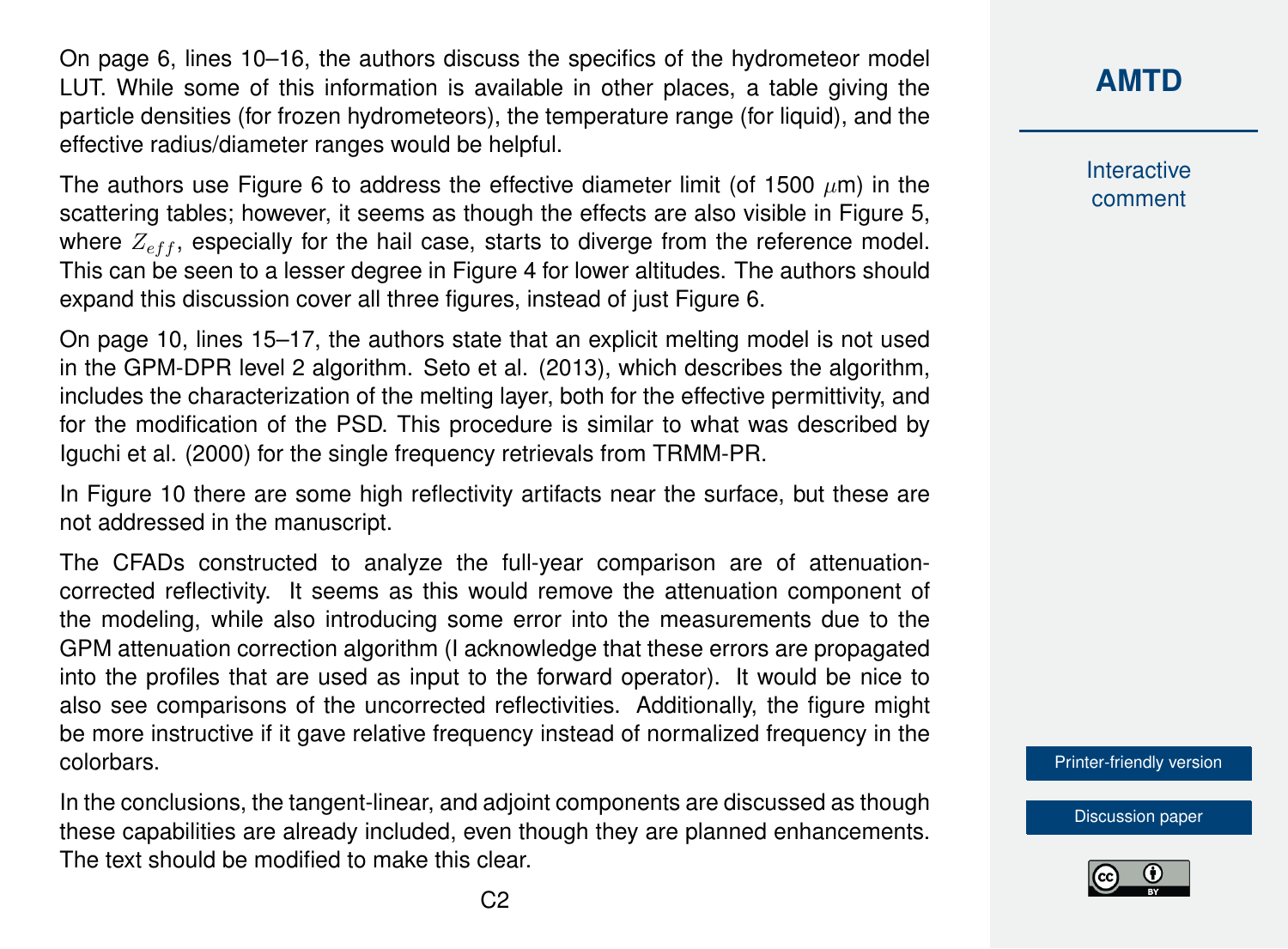On page 6, lines 10–16, the authors discuss the specifics of the hydrometeor model LUT. While some of this information is available in other places, a table giving the particle densities (for frozen hydrometeors), the temperature range (for liquid), and the effective radius/diameter ranges would be helpful.

The authors use Figure 6 to address the effective diameter limit (of 1500 $\mu$m) in the scattering tables; however, it seems as though the effects are also visible in Figure 5, where $Z_{eff}$, especially for the hail case, starts to diverge from the reference model. This can be seen to a lesser degree in Figure 4 for lower altitudes. The authors should expand this discussion cover all three figures, instead of just Figure 6.

On page 10, lines 15–17, the authors state that an explicit melting model is not used in the GPM-DPR level 2 algorithm. Seto et al. (2013), which describes the algorithm, includes the characterization of the melting layer, both for the effective permittivity, and for the modification of the PSD. This procedure is similar to what was described by Iguchi et al. (2000) for the single frequency retrievals from TRMM-PR.

In Figure 10 there are some high reflectivity artifacts near the surface, but these are not addressed in the manuscript.

The CFADs constructed to analyze the full-year comparison are of attenuation-corrected reflectivity. It seems as this would remove the attenuation component of the modeling, while also introducing some error into the measurements due to the GPM attenuation correction algorithm (I acknowledge that these errors are propagated into the profiles that are used as input to the forward operator). It would be nice to also see comparisons of the uncorrected reflectivities. Additionally, the figure might be more instructive if it gave relative frequency instead of normalized frequency in the colorbars.

In the conclusions, the tangent-linear, and adjoint components are discussed as though these capabilities are already included, even though they are planned enhancements. The text should be modified to make this clear.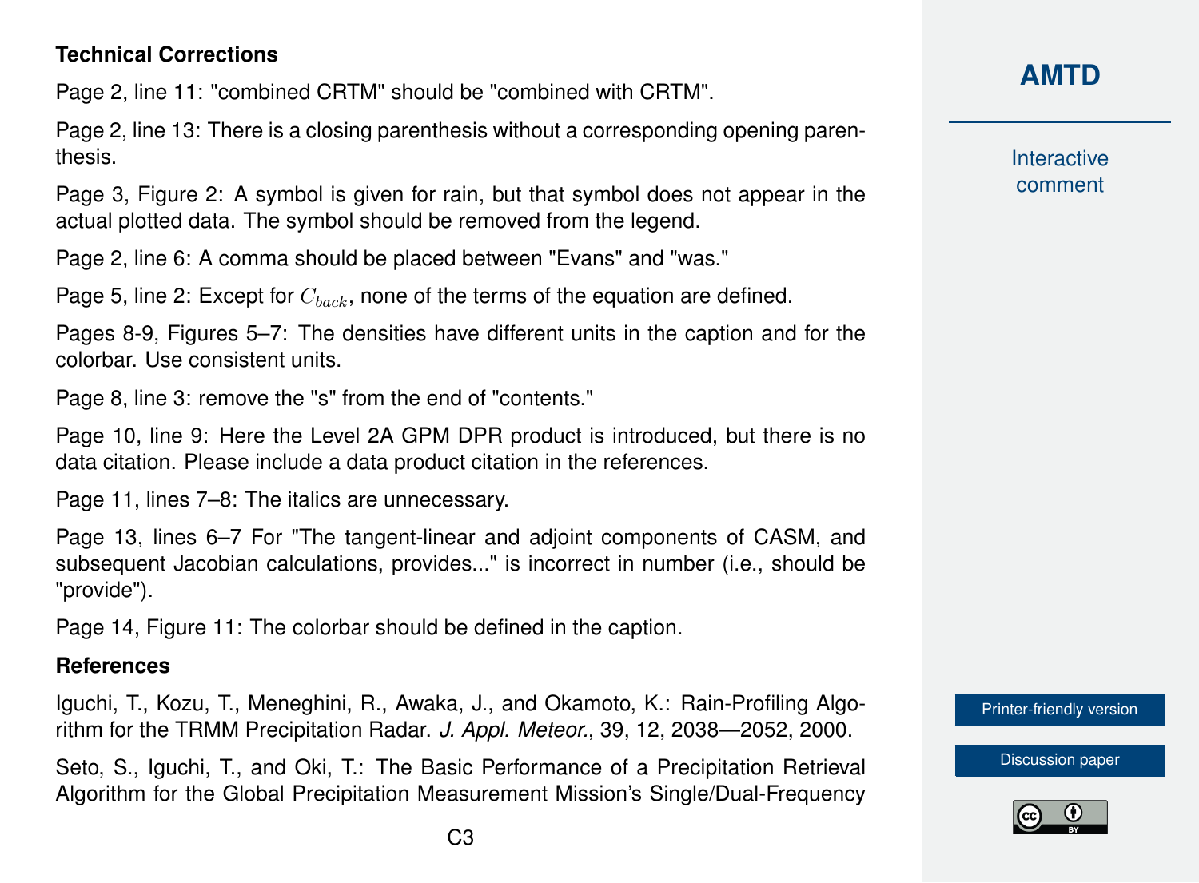**Technical Corrections**

Page 2, line 11: "combined CRTM" should be "combined with CRTM".

Page 2, line 13: There is a closing parenthesis without a corresponding opening parenthesis.

Page 3, Figure 2: A symbol is given for rain, but that symbol does not appear in the actual plotted data. The symbol should be removed from the legend.

Page 2, line 6: A comma should be placed between "Evans" and "was."

Page 5, line 2: Except for $C_{back}$, none of the terms of the equation are defined.

Pages 8-9, Figures 5–7: The densities have different units in the caption and for the colorbar. Use consistent units.

Page 8, line 3: remove the "s" from the end of "contents."

Page 10, line 9: Here the Level 2A GPM DPR product is introduced, but there is no data citation. Please include a data product citation in the references.

Page 11, lines 7–8: The italics are unnecessary.

Page 13, lines 6–7 For "The tangent-linear and adjoint components of CASM, and subsequent Jacobian calculations, provides..." is incorrect in number (i.e., should be "provide").

Page 14, Figure 11: The colorbar should be defined in the caption.

**References**

Iguchi, T., Kozu, T., Meneghini, R., Awaka, J., and Okamoto, K.: Rain-Profiling Algorithm for the TRMM Precipitation Radar. *J. Appl. Meteor.*, 39, 12, 2038—2052, 2000.

Seto, S., Iguchi, T., and Oki, T.: The Basic Performance of a Precipitation Retrieval Algorithm for the Global Precipitation Measurement Mission's Single/Dual-Frequency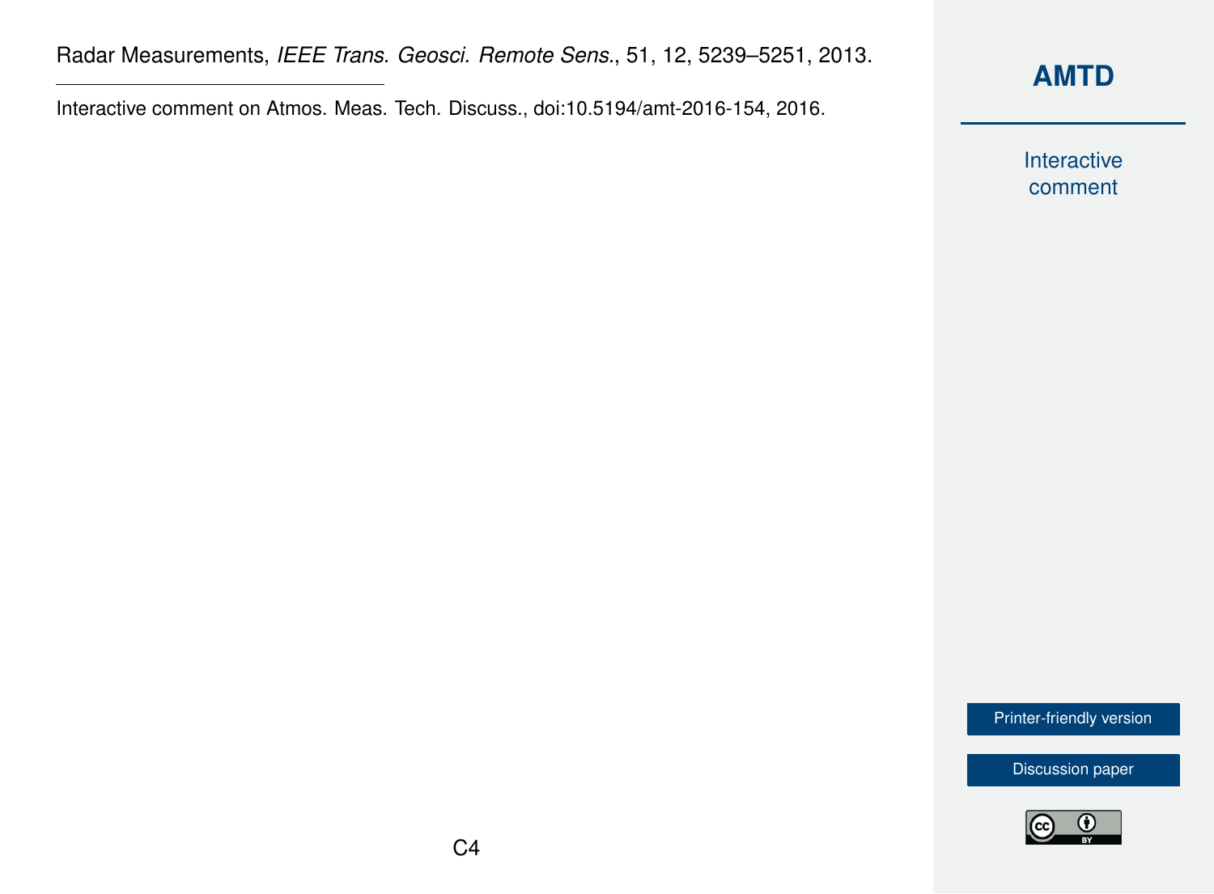Radar Measurements, *IEEE Trans. Geosci. Remote Sens.*, 51, 12, 5239–5251, 2013.

---

Interactive comment on Atmos. Meas. Tech. Discuss., doi:10.5194/amt-2016-154, 2016.